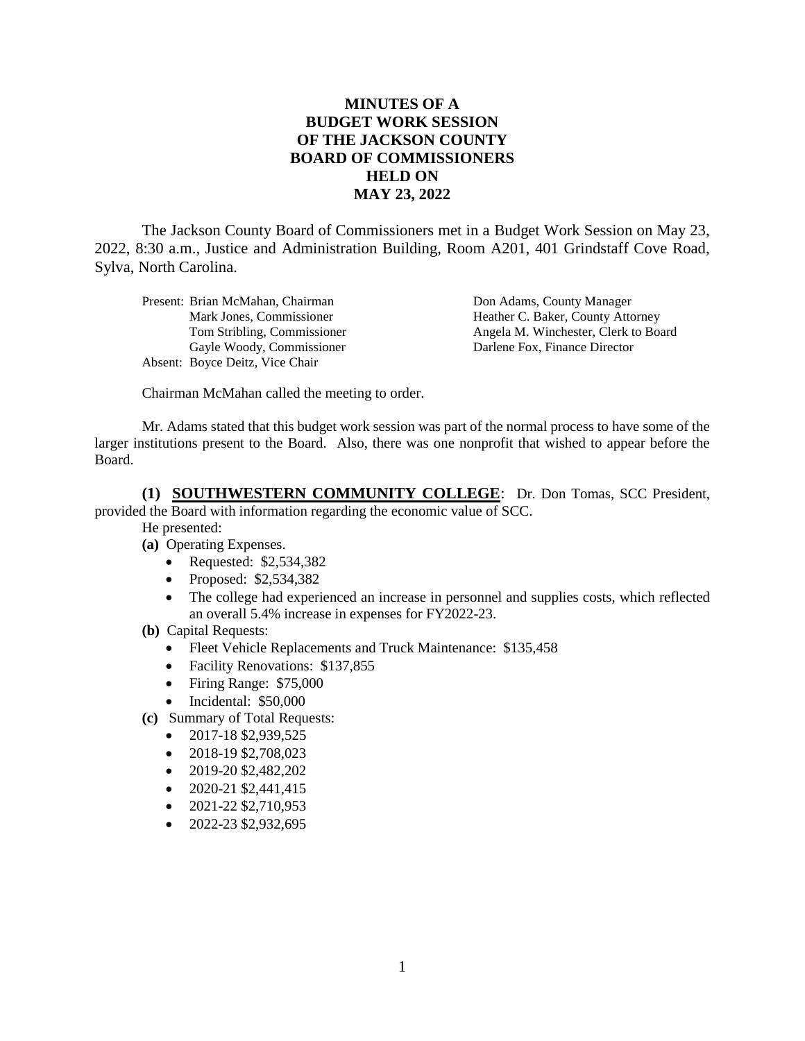# MINUTES OF A BUDGET WORK SESSION OF THE JACKSON COUNTY BOARD OF COMMISSIONERS HELD ON MAY 23, 2022

The Jackson County Board of Commissioners met in a Budget Work Session on May 23, 2022, 8:30 a.m., Justice and Administration Building, Room A201, 401 Grindstaff Cove Road, Sylva, North Carolina.

| | | |
|---|---|---|
| Present: | Brian McMahan, Chairman | Don Adams, County Manager |
| | Mark Jones, Commissioner | Heather C. Baker, County Attorney |
| | Tom Stribling, Commissioner | Angela M. Winchester, Clerk to Board |
| | Gayle Woody, Commissioner | Darlene Fox, Finance Director |
| Absent: | Boyce Deitz, Vice Chair | |

Chairman McMahan called the meeting to order.

Mr. Adams stated that this budget work session was part of the normal process to have some of the larger institutions present to the Board. Also, there was one nonprofit that wished to appear before the Board.

**(1) SOUTHWESTERN COMMUNITY COLLEGE**: Dr. Don Tomas, SCC President, provided the Board with information regarding the economic value of SCC.

He presented:

**(a)** Operating Expenses.

- Requested: $2,534,382
- Proposed: $2,534,382
- The college had experienced an increase in personnel and supplies costs, which reflected an overall 5.4% increase in expenses for FY2022-23.

**(b)** Capital Requests:

- Fleet Vehicle Replacements and Truck Maintenance: $135,458
- Facility Renovations: $137,855
- Firing Range: $75,000
- Incidental: $50,000

**(c)** Summary of Total Requests:

- 2017-18 $2,939,525
- 2018-19 $2,708,023
- 2019-20 $2,482,202
- 2020-21 $2,441,415
- 2021-22 $2,710,953
- 2022-23 $2,932,695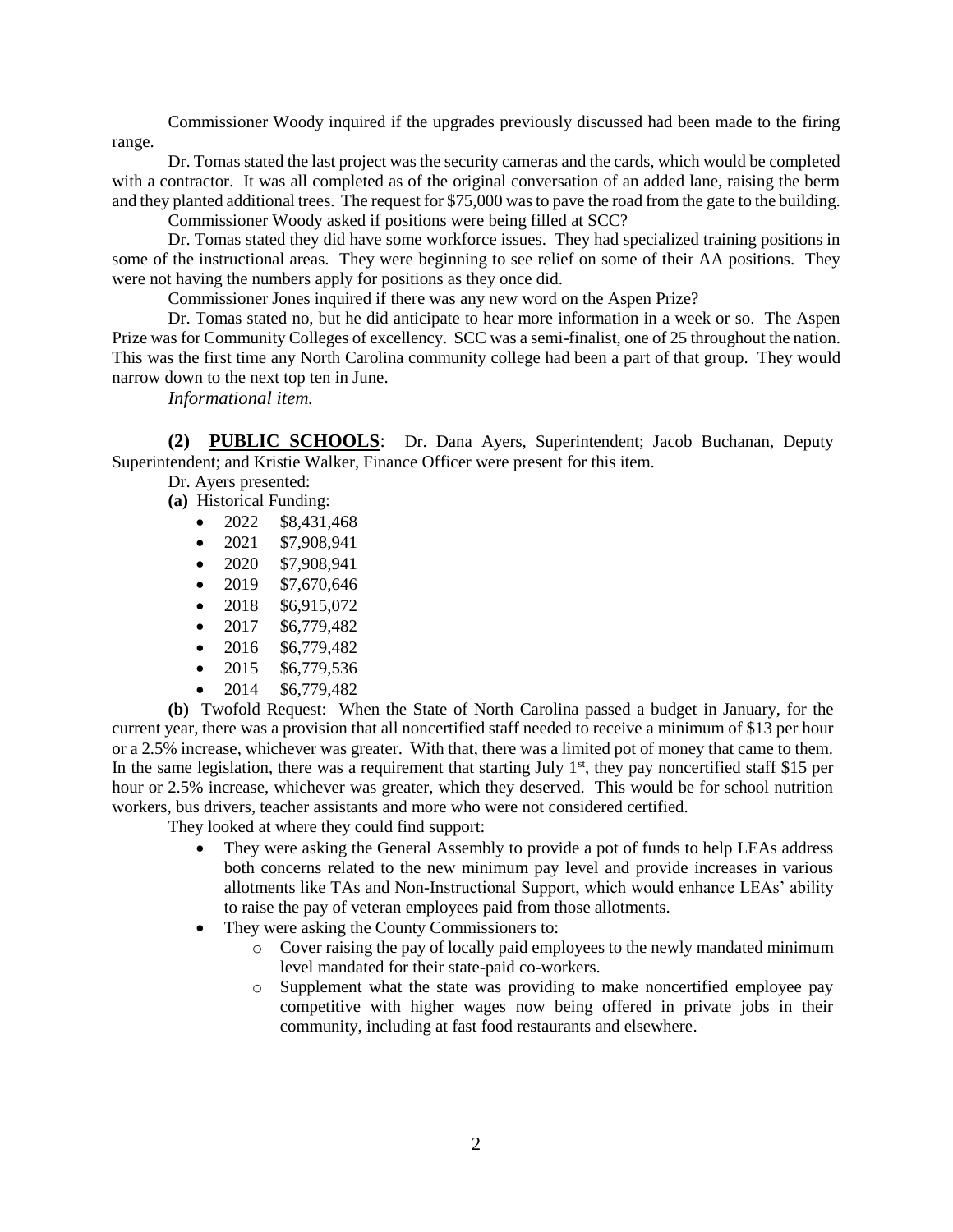Commissioner Woody inquired if the upgrades previously discussed had been made to the firing range.

Dr. Tomas stated the last project was the security cameras and the cards, which would be completed with a contractor. It was all completed as of the original conversation of an added lane, raising the berm and they planted additional trees. The request for $75,000 was to pave the road from the gate to the building.

Commissioner Woody asked if positions were being filled at SCC?

Dr. Tomas stated they did have some workforce issues. They had specialized training positions in some of the instructional areas. They were beginning to see relief on some of their AA positions. They were not having the numbers apply for positions as they once did.

Commissioner Jones inquired if there was any new word on the Aspen Prize?

Dr. Tomas stated no, but he did anticipate to hear more information in a week or so. The Aspen Prize was for Community Colleges of excellency. SCC was a semi-finalist, one of 25 throughout the nation. This was the first time any North Carolina community college had been a part of that group. They would narrow down to the next top ten in June.

*Informational item.*

**(2) <u>PUBLIC SCHOOLS</u>**: Dr. Dana Ayers, Superintendent; Jacob Buchanan, Deputy Superintendent; and Kristie Walker, Finance Officer were present for this item.

Dr. Ayers presented:

**(a)** Historical Funding:

- 2022 $8,431,468
- 2021 $7,908,941
- 2020 $7,908,941
- 2019 $7,670,646
- 2018 $6,915,072
- 2017 $6,779,482
- 2016 $6,779,482
- 2015 $6,779,536
- 2014 $6,779,482

**(b)** Twofold Request: When the State of North Carolina passed a budget in January, for the current year, there was a provision that all noncertified staff needed to receive a minimum of $13 per hour or a 2.5% increase, whichever was greater. With that, there was a limited pot of money that came to them. In the same legislation, there was a requirement that starting July 1st, they pay noncertified staff $15 per hour or 2.5% increase, whichever was greater, which they deserved. This would be for school nutrition workers, bus drivers, teacher assistants and more who were not considered certified.

They looked at where they could find support:

- They were asking the General Assembly to provide a pot of funds to help LEAs address both concerns related to the new minimum pay level and provide increases in various allotments like TAs and Non-Instructional Support, which would enhance LEAs' ability to raise the pay of veteran employees paid from those allotments.
- They were asking the County Commissioners to:
  - Cover raising the pay of locally paid employees to the newly mandated minimum level mandated for their state-paid co-workers.
  - Supplement what the state was providing to make noncertified employee pay competitive with higher wages now being offered in private jobs in their community, including at fast food restaurants and elsewhere.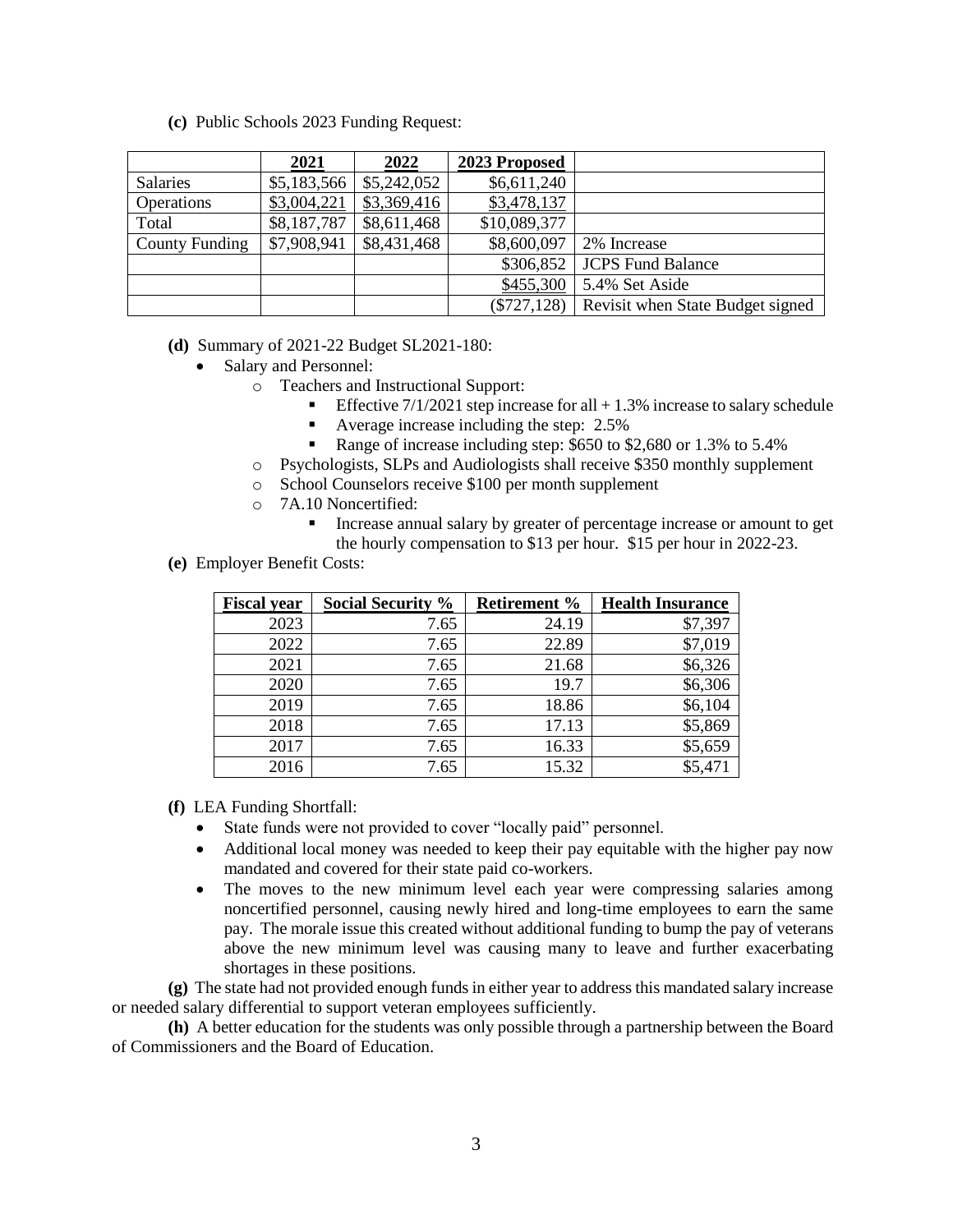**(c)** Public Schools 2023 Funding Request:

| | 2021 | 2022 | 2023 Proposed | |
|---|---|---|---|---|
| Salaries | $5,183,566 | $5,242,052 | $6,611,240 | |
| Operations | $3,004,221 | $3,369,416 | $3,478,137 | |
| Total | $8,187,787 | $8,611,468 | $10,089,377 | |
| County Funding | $7,908,941 | $8,431,468 | $8,600,097 | 2% Increase |
| | | | $306,852 | JCPS Fund Balance |
| | | | $455,300 | 5.4% Set Aside |
| | | | ($727,128) | Revisit when State Budget signed |

**(d)** Summary of 2021-22 Budget SL2021-180:

- Salary and Personnel:
  - Teachers and Instructional Support:
    - Effective 7/1/2021 step increase for all + 1.3% increase to salary schedule
    - Average increase including the step: 2.5%
    - Range of increase including step: $650 to $2,680 or 1.3% to 5.4%
  - Psychologists, SLPs and Audiologists shall receive $350 monthly supplement
  - School Counselors receive $100 per month supplement
  - 7A.10 Noncertified:
    - Increase annual salary by greater of percentage increase or amount to get the hourly compensation to $13 per hour. $15 per hour in 2022-23.

**(e)** Employer Benefit Costs:

| Fiscal year | Social Security % | Retirement % | Health Insurance |
|---|---|---|---|
| 2023 | 7.65 | 24.19 | $7,397 |
| 2022 | 7.65 | 22.89 | $7,019 |
| 2021 | 7.65 | 21.68 | $6,326 |
| 2020 | 7.65 | 19.7 | $6,306 |
| 2019 | 7.65 | 18.86 | $6,104 |
| 2018 | 7.65 | 17.13 | $5,869 |
| 2017 | 7.65 | 16.33 | $5,659 |
| 2016 | 7.65 | 15.32 | $5,471 |

**(f)** LEA Funding Shortfall:

- State funds were not provided to cover "locally paid" personnel.
- Additional local money was needed to keep their pay equitable with the higher pay now mandated and covered for their state paid co-workers.
- The moves to the new minimum level each year were compressing salaries among noncertified personnel, causing newly hired and long-time employees to earn the same pay. The morale issue this created without additional funding to bump the pay of veterans above the new minimum level was causing many to leave and further exacerbating shortages in these positions.

**(g)** The state had not provided enough funds in either year to address this mandated salary increase or needed salary differential to support veteran employees sufficiently.

**(h)** A better education for the students was only possible through a partnership between the Board of Commissioners and the Board of Education.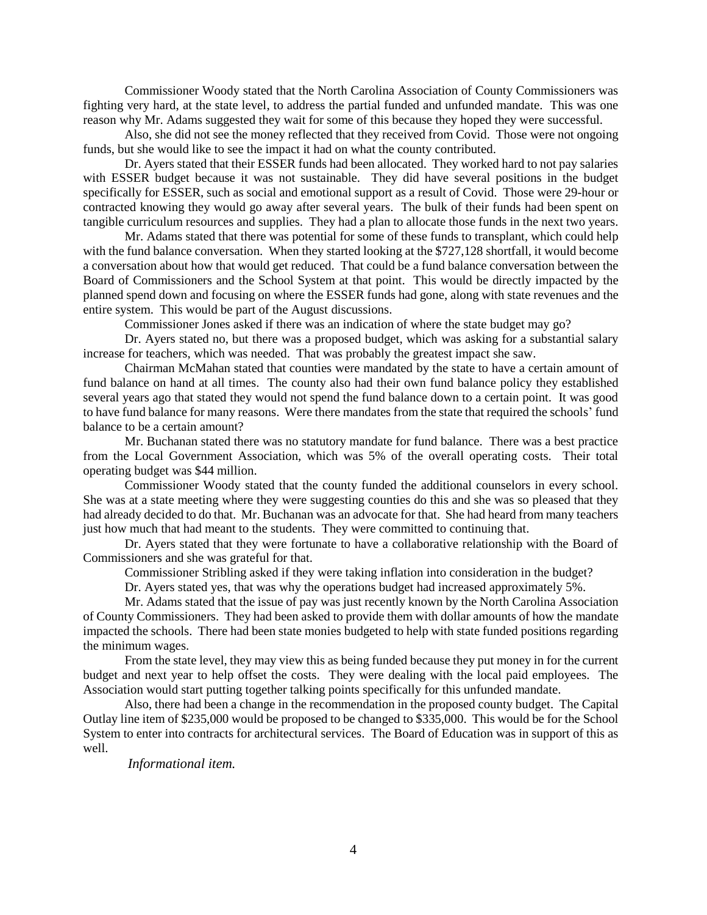Commissioner Woody stated that the North Carolina Association of County Commissioners was fighting very hard, at the state level, to address the partial funded and unfunded mandate. This was one reason why Mr. Adams suggested they wait for some of this because they hoped they were successful.

Also, she did not see the money reflected that they received from Covid. Those were not ongoing funds, but she would like to see the impact it had on what the county contributed.

Dr. Ayers stated that their ESSER funds had been allocated. They worked hard to not pay salaries with ESSER budget because it was not sustainable. They did have several positions in the budget specifically for ESSER, such as social and emotional support as a result of Covid. Those were 29-hour or contracted knowing they would go away after several years. The bulk of their funds had been spent on tangible curriculum resources and supplies. They had a plan to allocate those funds in the next two years.

Mr. Adams stated that there was potential for some of these funds to transplant, which could help with the fund balance conversation. When they started looking at the $727,128 shortfall, it would become a conversation about how that would get reduced. That could be a fund balance conversation between the Board of Commissioners and the School System at that point. This would be directly impacted by the planned spend down and focusing on where the ESSER funds had gone, along with state revenues and the entire system. This would be part of the August discussions.

Commissioner Jones asked if there was an indication of where the state budget may go?

Dr. Ayers stated no, but there was a proposed budget, which was asking for a substantial salary increase for teachers, which was needed. That was probably the greatest impact she saw.

Chairman McMahan stated that counties were mandated by the state to have a certain amount of fund balance on hand at all times. The county also had their own fund balance policy they established several years ago that stated they would not spend the fund balance down to a certain point. It was good to have fund balance for many reasons. Were there mandates from the state that required the schools' fund balance to be a certain amount?

Mr. Buchanan stated there was no statutory mandate for fund balance. There was a best practice from the Local Government Association, which was 5% of the overall operating costs. Their total operating budget was $44 million.

Commissioner Woody stated that the county funded the additional counselors in every school. She was at a state meeting where they were suggesting counties do this and she was so pleased that they had already decided to do that. Mr. Buchanan was an advocate for that. She had heard from many teachers just how much that had meant to the students. They were committed to continuing that.

Dr. Ayers stated that they were fortunate to have a collaborative relationship with the Board of Commissioners and she was grateful for that.

Commissioner Stribling asked if they were taking inflation into consideration in the budget?

Dr. Ayers stated yes, that was why the operations budget had increased approximately 5%.

Mr. Adams stated that the issue of pay was just recently known by the North Carolina Association of County Commissioners. They had been asked to provide them with dollar amounts of how the mandate impacted the schools. There had been state monies budgeted to help with state funded positions regarding the minimum wages.

From the state level, they may view this as being funded because they put money in for the current budget and next year to help offset the costs. They were dealing with the local paid employees. The Association would start putting together talking points specifically for this unfunded mandate.

Also, there had been a change in the recommendation in the proposed county budget. The Capital Outlay line item of $235,000 would be proposed to be changed to $335,000. This would be for the School System to enter into contracts for architectural services. The Board of Education was in support of this as well.

*Informational item.*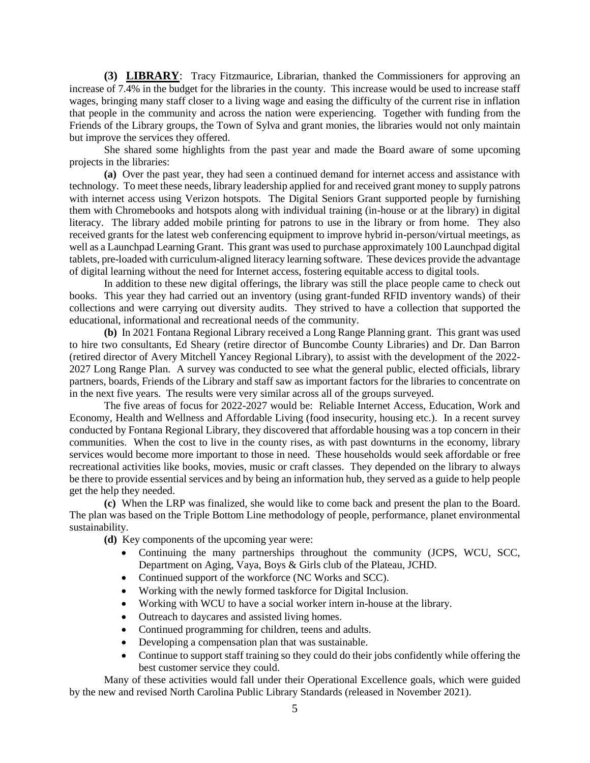**(3) <u>LIBRARY</u>**: Tracy Fitzmaurice, Librarian, thanked the Commissioners for approving an increase of 7.4% in the budget for the libraries in the county. This increase would be used to increase staff wages, bringing many staff closer to a living wage and easing the difficulty of the current rise in inflation that people in the community and across the nation were experiencing. Together with funding from the Friends of the Library groups, the Town of Sylva and grant monies, the libraries would not only maintain but improve the services they offered.

She shared some highlights from the past year and made the Board aware of some upcoming projects in the libraries:

**(a)** Over the past year, they had seen a continued demand for internet access and assistance with technology. To meet these needs, library leadership applied for and received grant money to supply patrons with internet access using Verizon hotspots. The Digital Seniors Grant supported people by furnishing them with Chromebooks and hotspots along with individual training (in-house or at the library) in digital literacy. The library added mobile printing for patrons to use in the library or from home. They also received grants for the latest web conferencing equipment to improve hybrid in-person/virtual meetings, as well as a Launchpad Learning Grant. This grant was used to purchase approximately 100 Launchpad digital tablets, pre-loaded with curriculum-aligned literacy learning software. These devices provide the advantage of digital learning without the need for Internet access, fostering equitable access to digital tools.

In addition to these new digital offerings, the library was still the place people came to check out books. This year they had carried out an inventory (using grant-funded RFID inventory wands) of their collections and were carrying out diversity audits. They strived to have a collection that supported the educational, informational and recreational needs of the community.

**(b)** In 2021 Fontana Regional Library received a Long Range Planning grant. This grant was used to hire two consultants, Ed Sheary (retire director of Buncombe County Libraries) and Dr. Dan Barron (retired director of Avery Mitchell Yancey Regional Library), to assist with the development of the 2022-2027 Long Range Plan. A survey was conducted to see what the general public, elected officials, library partners, boards, Friends of the Library and staff saw as important factors for the libraries to concentrate on in the next five years. The results were very similar across all of the groups surveyed.

The five areas of focus for 2022-2027 would be: Reliable Internet Access, Education, Work and Economy, Health and Wellness and Affordable Living (food insecurity, housing etc.). In a recent survey conducted by Fontana Regional Library, they discovered that affordable housing was a top concern in their communities. When the cost to live in the county rises, as with past downturns in the economy, library services would become more important to those in need. These households would seek affordable or free recreational activities like books, movies, music or craft classes. They depended on the library to always be there to provide essential services and by being an information hub, they served as a guide to help people get the help they needed.

**(c)** When the LRP was finalized, she would like to come back and present the plan to the Board. The plan was based on the Triple Bottom Line methodology of people, performance, planet environmental sustainability.

**(d)** Key components of the upcoming year were:

- Continuing the many partnerships throughout the community (JCPS, WCU, SCC, Department on Aging, Vaya, Boys & Girls club of the Plateau, JCHD.
- Continued support of the workforce (NC Works and SCC).
- Working with the newly formed taskforce for Digital Inclusion.
- Working with WCU to have a social worker intern in-house at the library.
- Outreach to daycares and assisted living homes.
- Continued programming for children, teens and adults.
- Developing a compensation plan that was sustainable.
- Continue to support staff training so they could do their jobs confidently while offering the best customer service they could.

Many of these activities would fall under their Operational Excellence goals, which were guided by the new and revised North Carolina Public Library Standards (released in November 2021).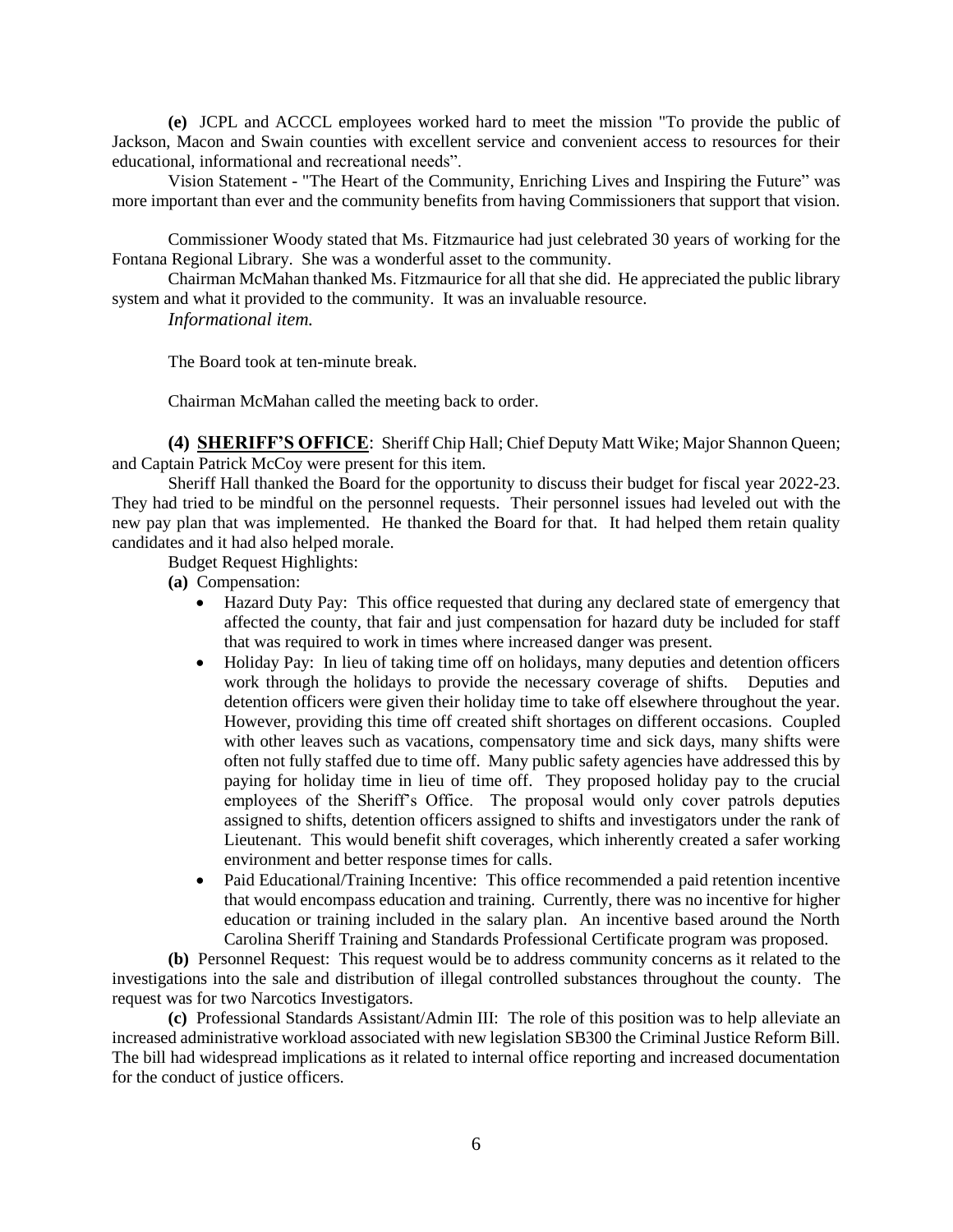**(e)** JCPL and ACCCL employees worked hard to meet the mission "To provide the public of Jackson, Macon and Swain counties with excellent service and convenient access to resources for their educational, informational and recreational needs".

Vision Statement - "The Heart of the Community, Enriching Lives and Inspiring the Future" was more important than ever and the community benefits from having Commissioners that support that vision.

Commissioner Woody stated that Ms. Fitzmaurice had just celebrated 30 years of working for the Fontana Regional Library. She was a wonderful asset to the community.

Chairman McMahan thanked Ms. Fitzmaurice for all that she did. He appreciated the public library system and what it provided to the community. It was an invaluable resource.

*Informational item.*

The Board took at ten-minute break.

Chairman McMahan called the meeting back to order.

**(4) SHERIFF'S OFFICE**: Sheriff Chip Hall; Chief Deputy Matt Wike; Major Shannon Queen; and Captain Patrick McCoy were present for this item.

Sheriff Hall thanked the Board for the opportunity to discuss their budget for fiscal year 2022-23. They had tried to be mindful on the personnel requests. Their personnel issues had leveled out with the new pay plan that was implemented. He thanked the Board for that. It had helped them retain quality candidates and it had also helped morale.

Budget Request Highlights:

**(a)** Compensation:

- Hazard Duty Pay: This office requested that during any declared state of emergency that affected the county, that fair and just compensation for hazard duty be included for staff that was required to work in times where increased danger was present.
- Holiday Pay: In lieu of taking time off on holidays, many deputies and detention officers work through the holidays to provide the necessary coverage of shifts. Deputies and detention officers were given their holiday time to take off elsewhere throughout the year. However, providing this time off created shift shortages on different occasions. Coupled with other leaves such as vacations, compensatory time and sick days, many shifts were often not fully staffed due to time off. Many public safety agencies have addressed this by paying for holiday time in lieu of time off. They proposed holiday pay to the crucial employees of the Sheriff's Office. The proposal would only cover patrols deputies assigned to shifts, detention officers assigned to shifts and investigators under the rank of Lieutenant. This would benefit shift coverages, which inherently created a safer working environment and better response times for calls.
- Paid Educational/Training Incentive: This office recommended a paid retention incentive that would encompass education and training. Currently, there was no incentive for higher education or training included in the salary plan. An incentive based around the North Carolina Sheriff Training and Standards Professional Certificate program was proposed.

**(b)** Personnel Request: This request would be to address community concerns as it related to the investigations into the sale and distribution of illegal controlled substances throughout the county. The request was for two Narcotics Investigators.

**(c)** Professional Standards Assistant/Admin III: The role of this position was to help alleviate an increased administrative workload associated with new legislation SB300 the Criminal Justice Reform Bill. The bill had widespread implications as it related to internal office reporting and increased documentation for the conduct of justice officers.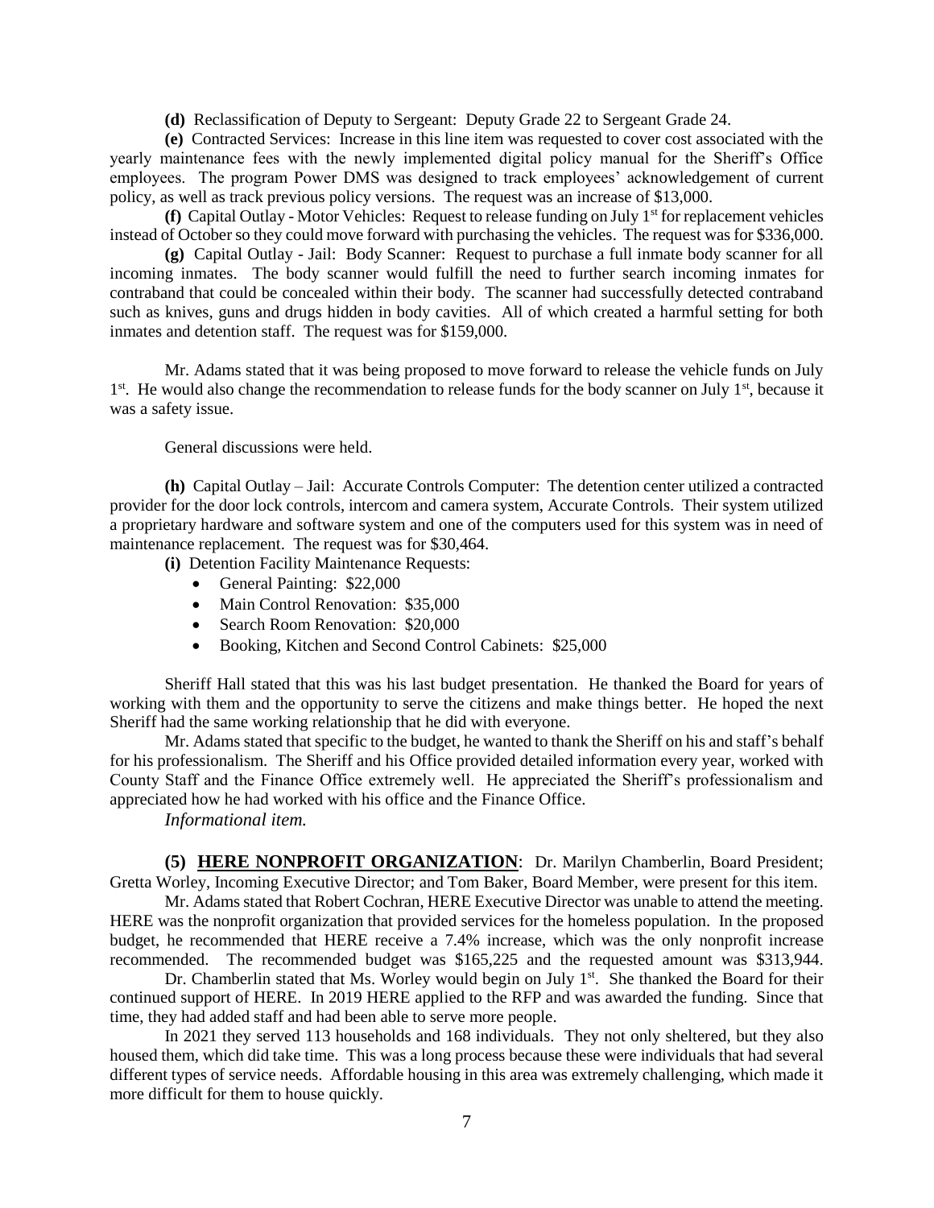**(d)** Reclassification of Deputy to Sergeant: Deputy Grade 22 to Sergeant Grade 24.

**(e)** Contracted Services: Increase in this line item was requested to cover cost associated with the yearly maintenance fees with the newly implemented digital policy manual for the Sheriff's Office employees. The program Power DMS was designed to track employees' acknowledgement of current policy, as well as track previous policy versions. The request was an increase of $13,000.

**(f)** Capital Outlay - Motor Vehicles: Request to release funding on July 1st for replacement vehicles instead of October so they could move forward with purchasing the vehicles. The request was for $336,000.

**(g)** Capital Outlay - Jail: Body Scanner: Request to purchase a full inmate body scanner for all incoming inmates. The body scanner would fulfill the need to further search incoming inmates for contraband that could be concealed within their body. The scanner had successfully detected contraband such as knives, guns and drugs hidden in body cavities. All of which created a harmful setting for both inmates and detention staff. The request was for $159,000.

Mr. Adams stated that it was being proposed to move forward to release the vehicle funds on July 1st. He would also change the recommendation to release funds for the body scanner on July 1st, because it was a safety issue.

General discussions were held.

**(h)** Capital Outlay – Jail: Accurate Controls Computer: The detention center utilized a contracted provider for the door lock controls, intercom and camera system, Accurate Controls. Their system utilized a proprietary hardware and software system and one of the computers used for this system was in need of maintenance replacement. The request was for $30,464.

**(i)** Detention Facility Maintenance Requests:

- General Painting: $22,000
- Main Control Renovation: $35,000
- Search Room Renovation: $20,000
- Booking, Kitchen and Second Control Cabinets: $25,000

Sheriff Hall stated that this was his last budget presentation. He thanked the Board for years of working with them and the opportunity to serve the citizens and make things better. He hoped the next Sheriff had the same working relationship that he did with everyone.

Mr. Adams stated that specific to the budget, he wanted to thank the Sheriff on his and staff's behalf for his professionalism. The Sheriff and his Office provided detailed information every year, worked with County Staff and the Finance Office extremely well. He appreciated the Sheriff's professionalism and appreciated how he had worked with his office and the Finance Office.

*Informational item.*

**(5) HERE NONPROFIT ORGANIZATION**: Dr. Marilyn Chamberlin, Board President; Gretta Worley, Incoming Executive Director; and Tom Baker, Board Member, were present for this item.

Mr. Adams stated that Robert Cochran, HERE Executive Director was unable to attend the meeting. HERE was the nonprofit organization that provided services for the homeless population. In the proposed budget, he recommended that HERE receive a 7.4% increase, which was the only nonprofit increase recommended. The recommended budget was $165,225 and the requested amount was $313,944.

Dr. Chamberlin stated that Ms. Worley would begin on July 1st. She thanked the Board for their continued support of HERE. In 2019 HERE applied to the RFP and was awarded the funding. Since that time, they had added staff and had been able to serve more people.

In 2021 they served 113 households and 168 individuals. They not only sheltered, but they also housed them, which did take time. This was a long process because these were individuals that had several different types of service needs. Affordable housing in this area was extremely challenging, which made it more difficult for them to house quickly.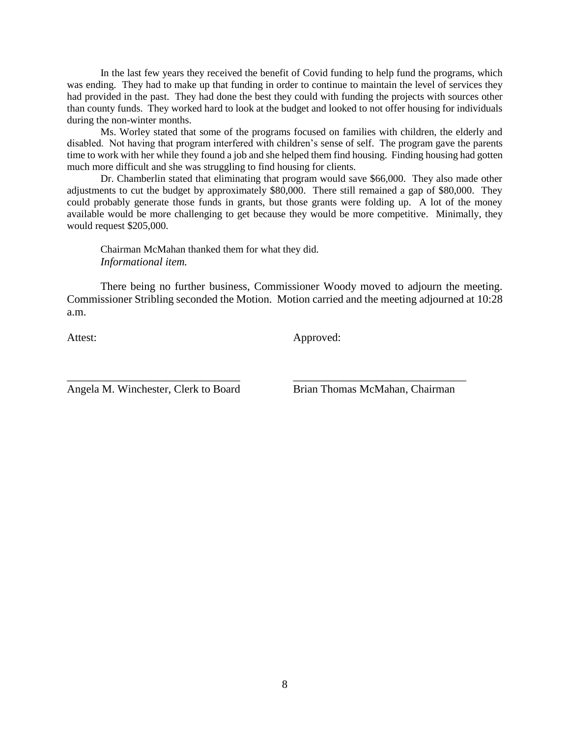In the last few years they received the benefit of Covid funding to help fund the programs, which was ending. They had to make up that funding in order to continue to maintain the level of services they had provided in the past. They had done the best they could with funding the projects with sources other than county funds. They worked hard to look at the budget and looked to not offer housing for individuals during the non-winter months.

Ms. Worley stated that some of the programs focused on families with children, the elderly and disabled. Not having that program interfered with children's sense of self. The program gave the parents time to work with her while they found a job and she helped them find housing. Finding housing had gotten much more difficult and she was struggling to find housing for clients.

Dr. Chamberlin stated that eliminating that program would save $66,000. They also made other adjustments to cut the budget by approximately $80,000. There still remained a gap of $80,000. They could probably generate those funds in grants, but those grants were folding up. A lot of the money available would be more challenging to get because they would be more competitive. Minimally, they would request $205,000.

Chairman McMahan thanked them for what they did.
*Informational item.*

There being no further business, Commissioner Woody moved to adjourn the meeting. Commissioner Stribling seconded the Motion. Motion carried and the meeting adjourned at 10:28 a.m.

Attest: Approved:

\_\_\_\_\_\_\_\_\_\_\_\_\_\_\_\_\_\_\_\_\_\_\_\_\_\_\_\_\_\_\_ \_\_\_\_\_\_\_\_\_\_\_\_\_\_\_\_\_\_\_\_\_\_\_\_\_\_\_\_\_\_\_

Angela M. Winchester, Clerk to Board Brian Thomas McMahan, Chairman